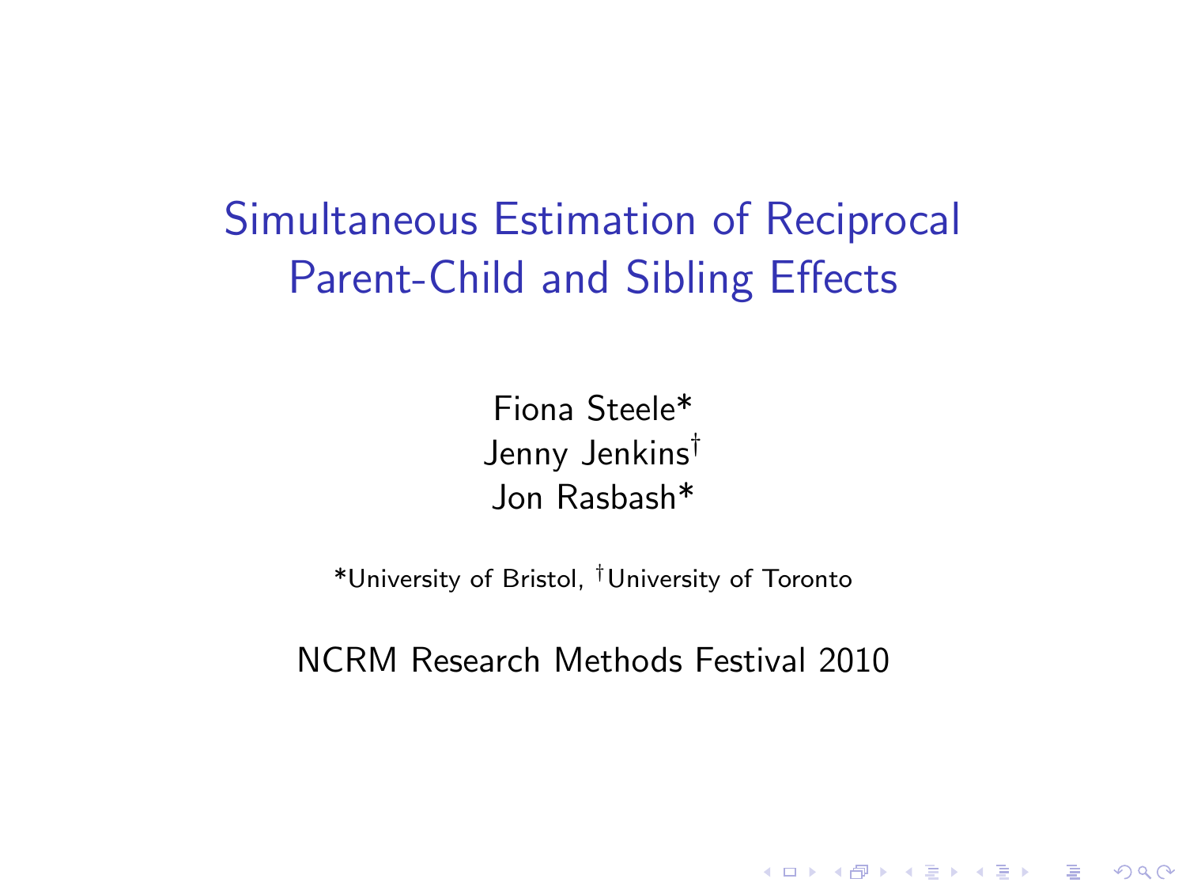# Simultaneous Estimation of Reciprocal Parent-Child and Sibling Effects

Fiona Steele*

Jenny Jenkins†

Jon Rasbash*

*University of Bristol, †University of Toronto

NCRM Research Methods Festival 2010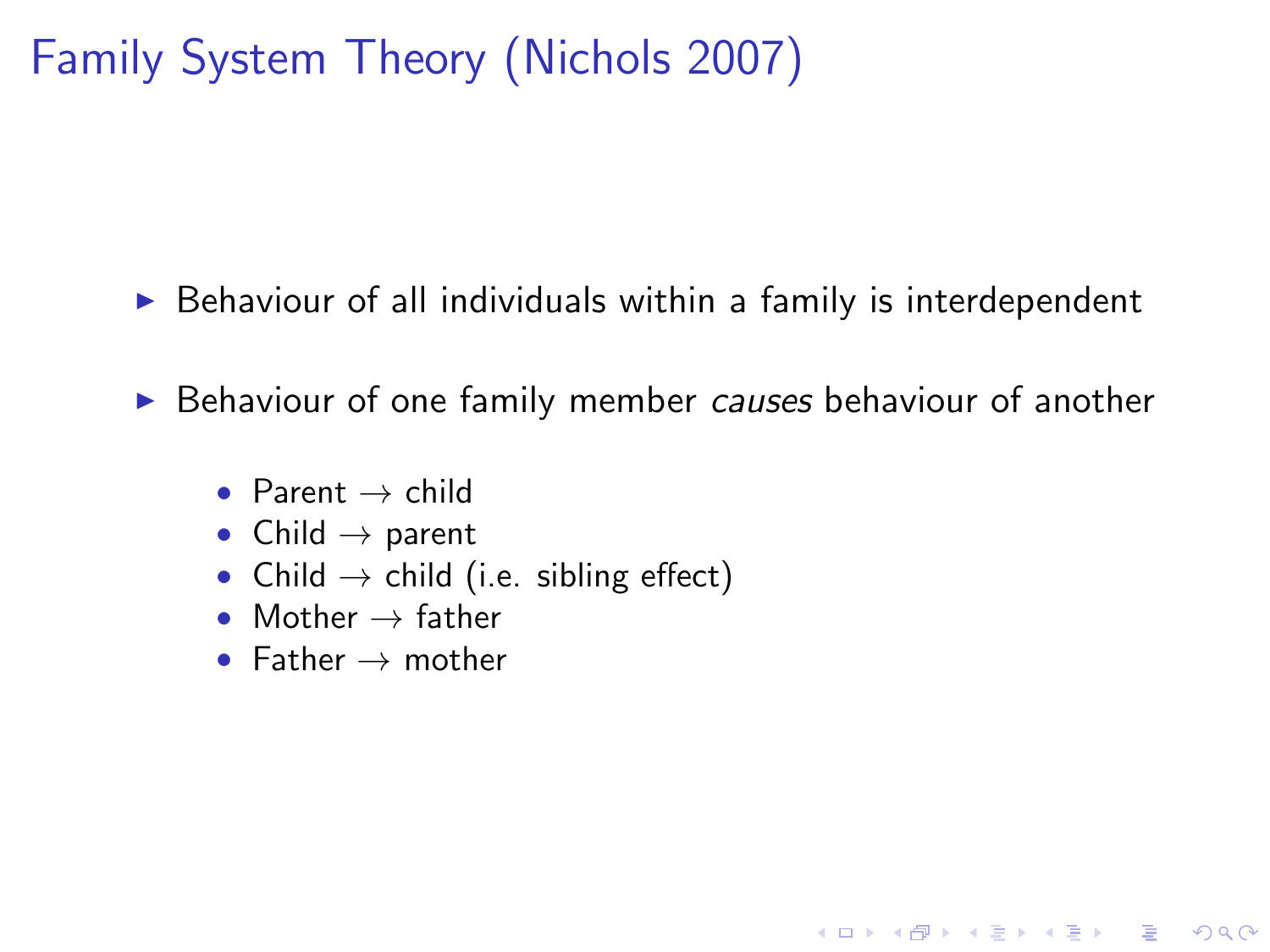# Family System Theory (Nichols 2007)

- Behaviour of all individuals within a family is interdependent
- Behaviour of one family member *causes* behaviour of another
  - Parent $\rightarrow$ child
  - Child $\rightarrow$ parent
  - Child $\rightarrow$ child (i.e. sibling effect)
  - Mother $\rightarrow$ father
  - Father $\rightarrow$ mother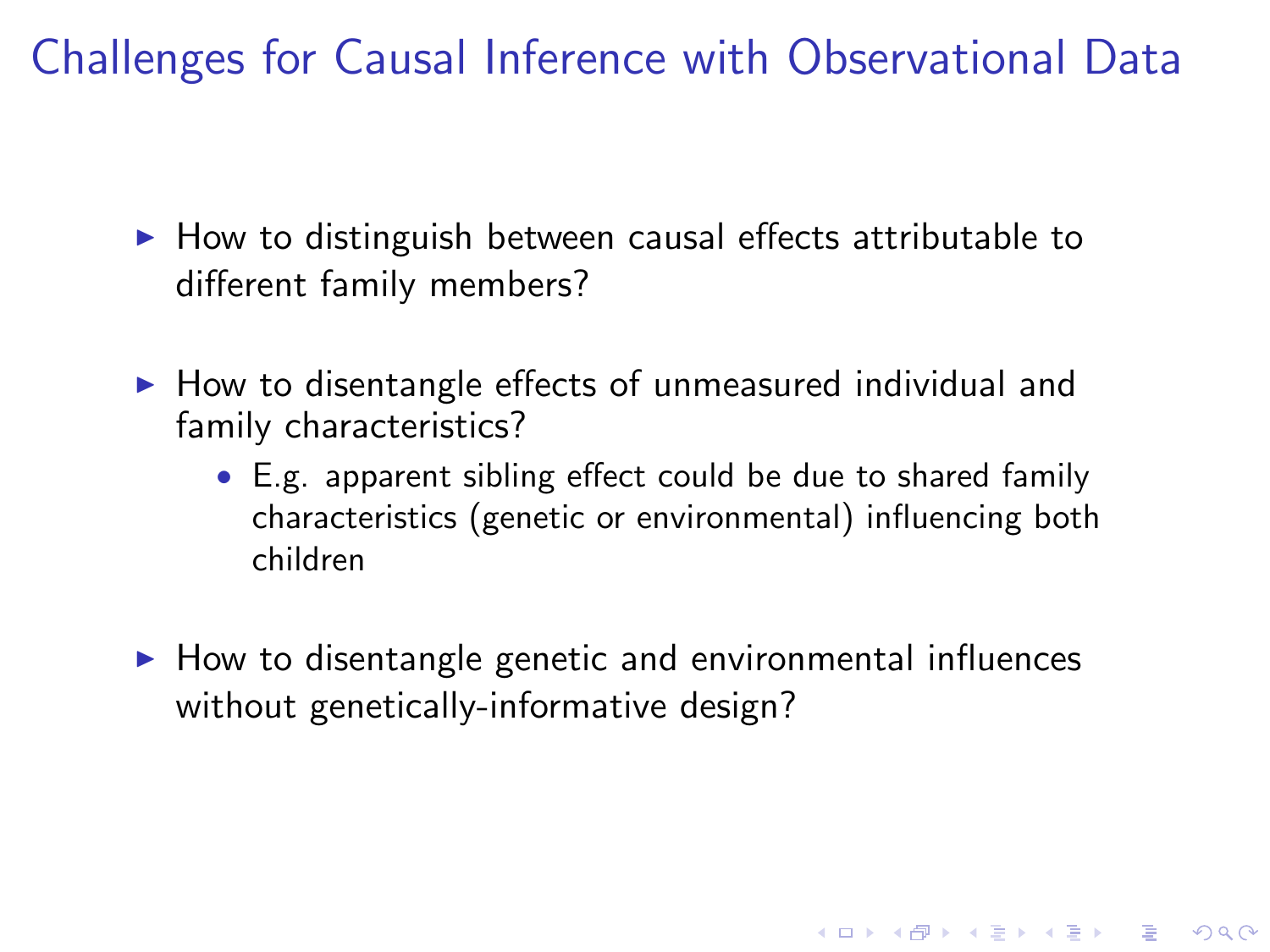# Challenges for Causal Inference with Observational Data

- How to distinguish between causal effects attributable to different family members?
- How to disentangle effects of unmeasured individual and family characteristics?
  - E.g. apparent sibling effect could be due to shared family characteristics (genetic or environmental) influencing both children
- How to disentangle genetic and environmental influences without genetically-informative design?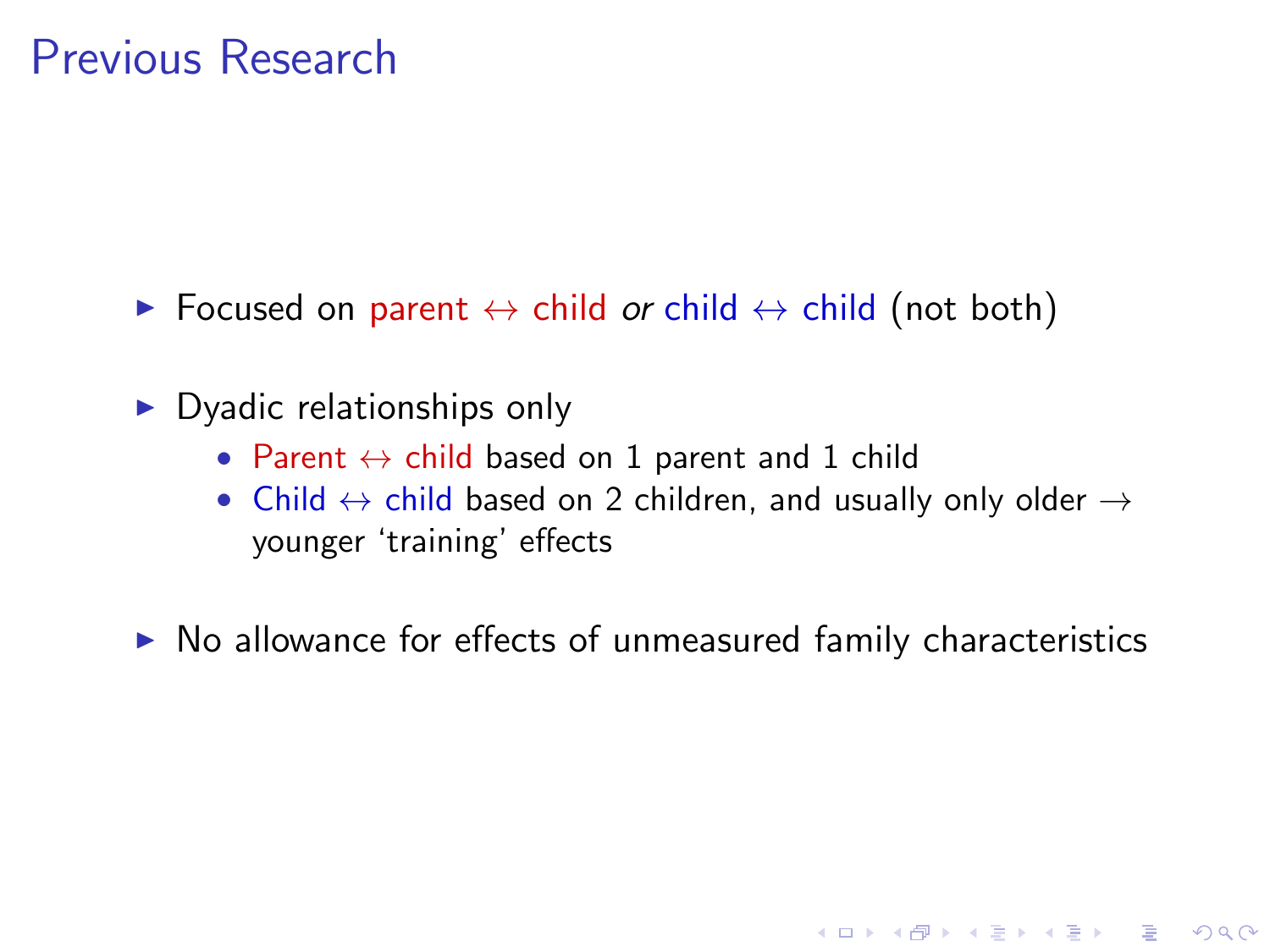# Previous Research

- Focused on parent $\leftrightarrow$ child *or* child $\leftrightarrow$ child (not both)
- Dyadic relationships only
  - Parent $\leftrightarrow$ child based on 1 parent and 1 child
  - Child $\leftrightarrow$ child based on 2 children, and usually only older $\rightarrow$ younger 'training' effects
- No allowance for effects of unmeasured family characteristics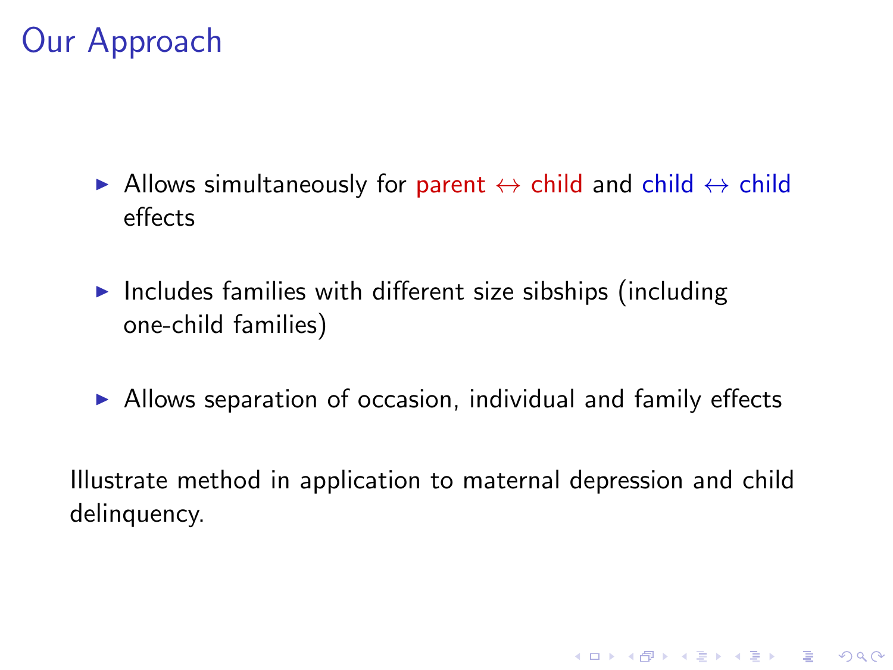# Our Approach

- Allows simultaneously for parent $\leftrightarrow$ child and child $\leftrightarrow$ child effects
- Includes families with different size sibships (including one-child families)
- Allows separation of occasion, individual and family effects

Illustrate method in application to maternal depression and child delinquency.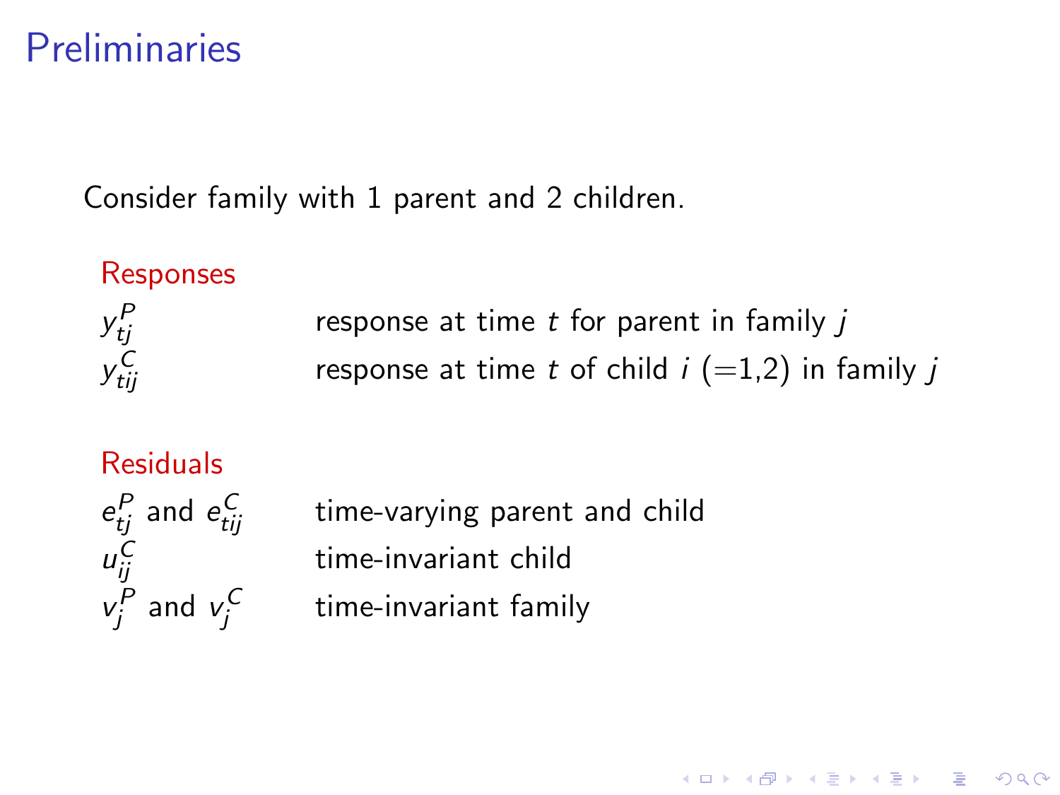# Preliminaries

Consider family with 1 parent and 2 children.

**Responses**

| | |
|---|---|
| $y^P_{tj}$ | response at time $t$ for parent in family $j$ |
| $y^C_{tij}$ | response at time $t$ of child $i$ (=1,2) in family $j$ |

**Residuals**

| | |
|---|---|
| $e^P_{tj}$ and $e^C_{tij}$ | time-varying parent and child |
| $u^C_{ij}$ | time-invariant child |
| $v^P_j$ and $v^C_j$ | time-invariant family |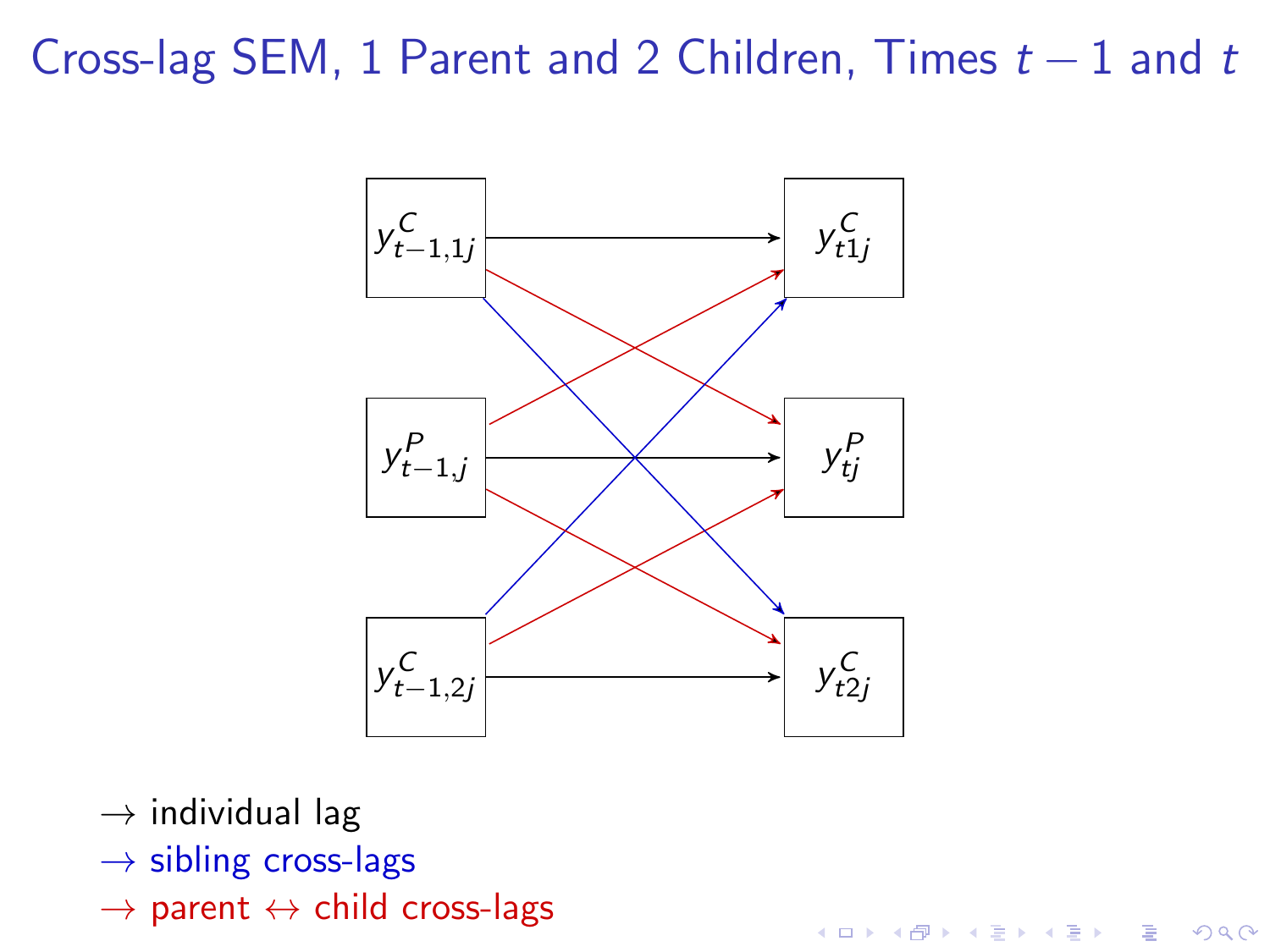# Cross-lag SEM, 1 Parent and 2 Children, Times $t-1$ and $t$

$y^C_{t-1,1j}$ → $y^C_{t1j}$

$y^P_{t-1,j}$ → $y^P_{tj}$

$y^C_{t-1,2j}$ → $y^C_{t2j}$

$\rightarrow$ individual lag

$\rightarrow$ sibling cross-lags

$\rightarrow$ parent $\leftrightarrow$ child cross-lags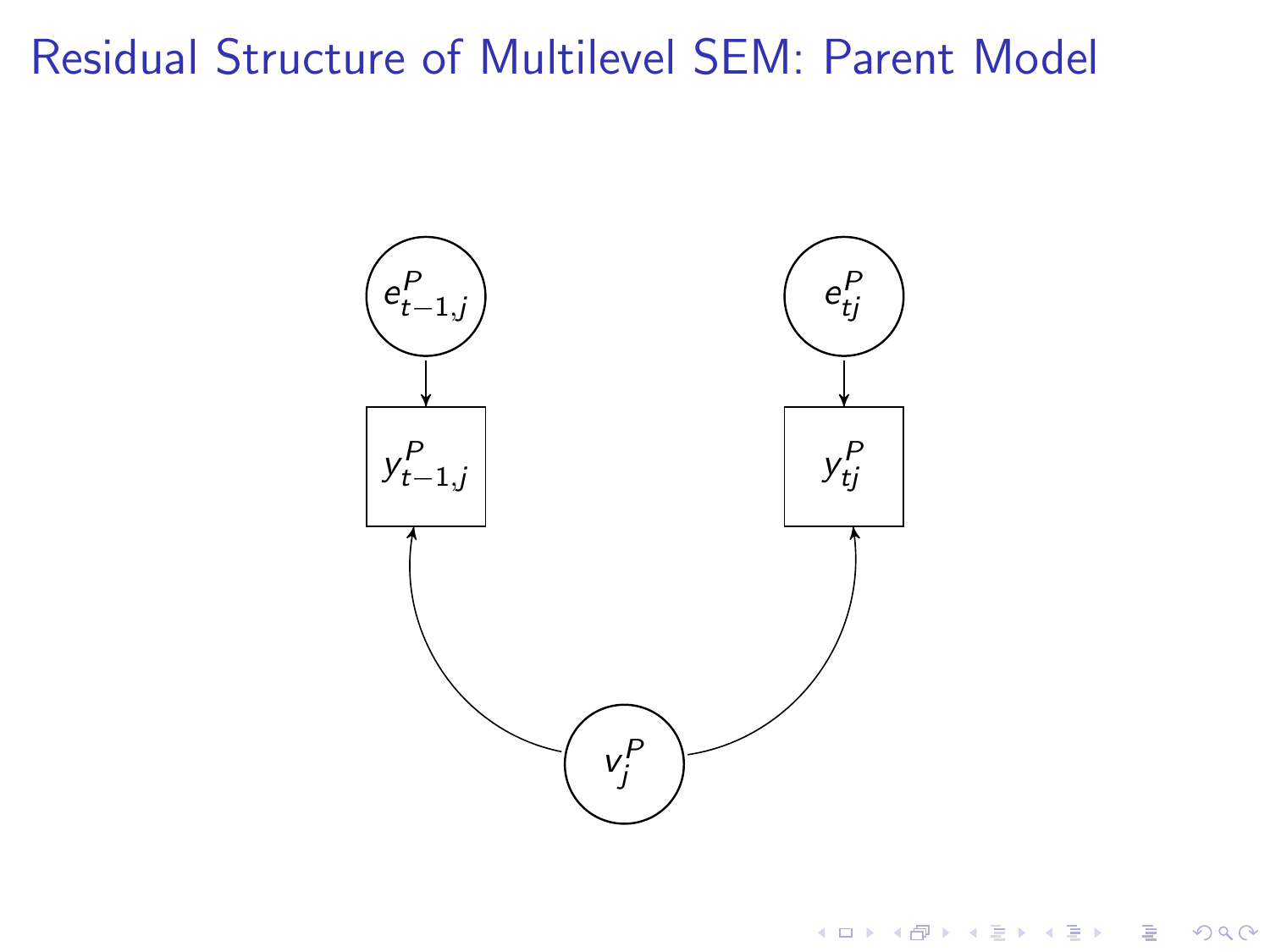# Residual Structure of Multilevel SEM: Parent Model

$e^P_{t-1,j}$

$e^P_{tj}$

$y^P_{t-1,j}$

$y^P_{tj}$

$v^P_j$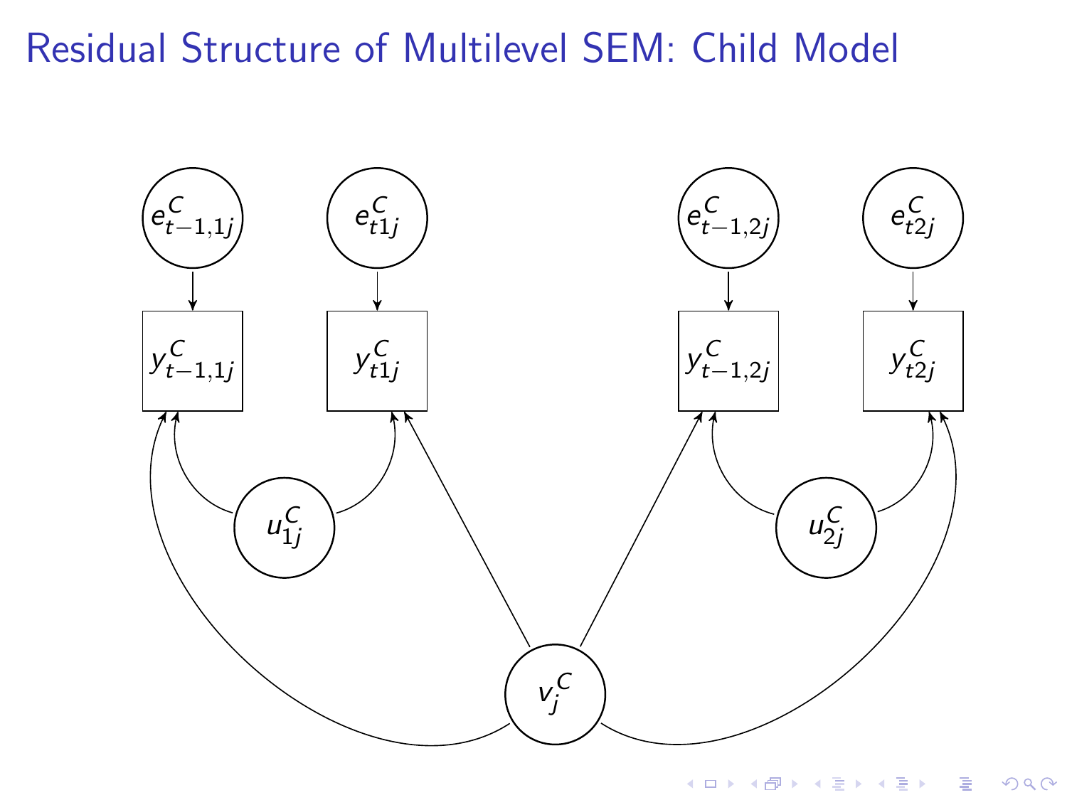# Residual Structure of Multilevel SEM: Child Model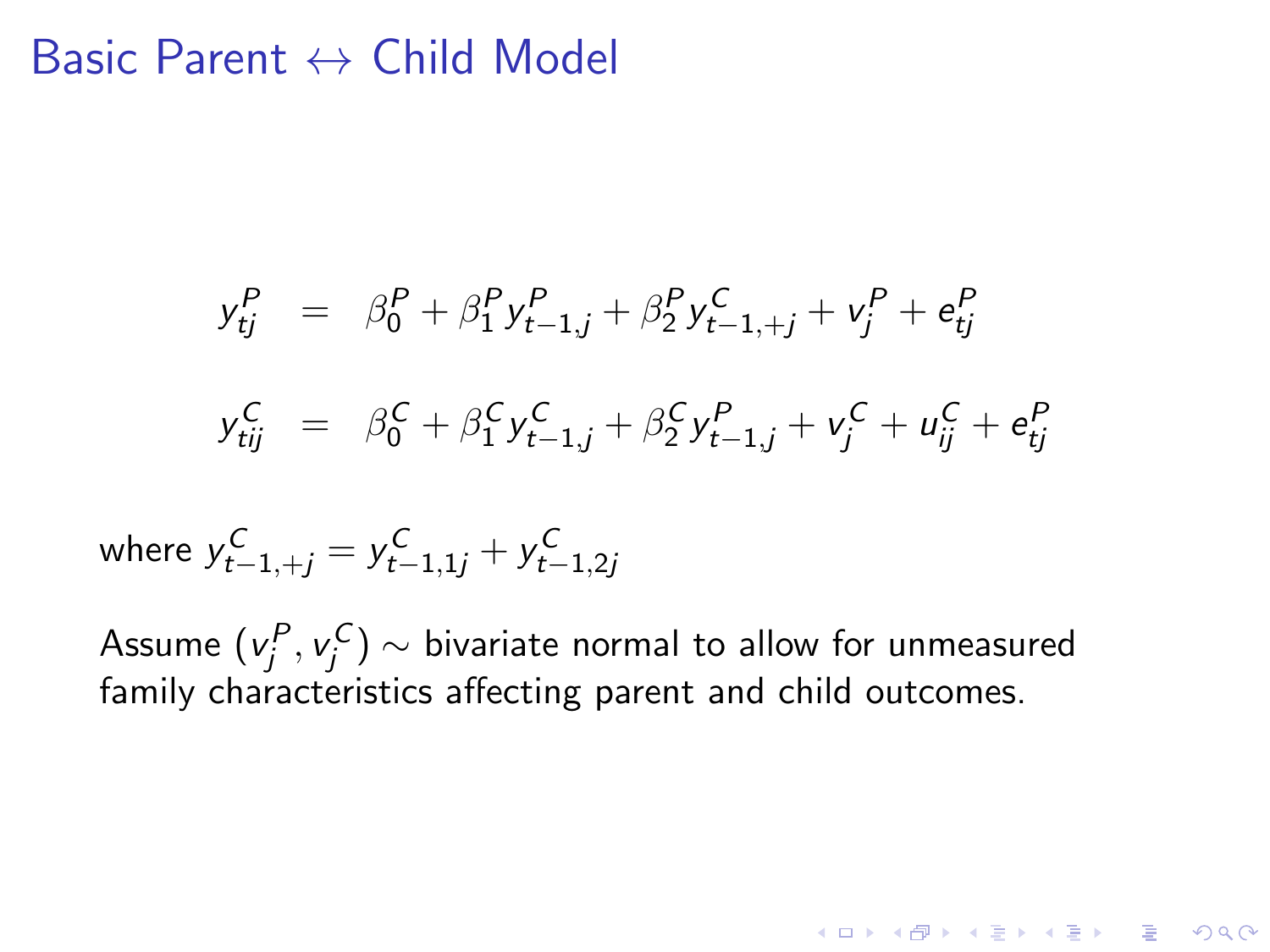# Basic Parent $\leftrightarrow$ Child Model

$$
\begin{aligned}
y^P_{tj} &= \beta^P_0 + \beta^P_1 y^P_{t-1,j} + \beta^P_2 y^C_{t-1,+j} + v^P_j + e^P_{tj} \\
y^C_{tij} &= \beta^C_0 + \beta^C_1 y^C_{t-1,j} + \beta^C_2 y^P_{t-1,j} + v^C_j + u^C_{ij} + e^P_{tj}
\end{aligned}
$$

where $y^C_{t-1,+j} = y^C_{t-1,1j} + y^C_{t-1,2j}$

Assume $(v^P_j, v^C_j) \sim$ bivariate normal to allow for unmeasured family characteristics affecting parent and child outcomes.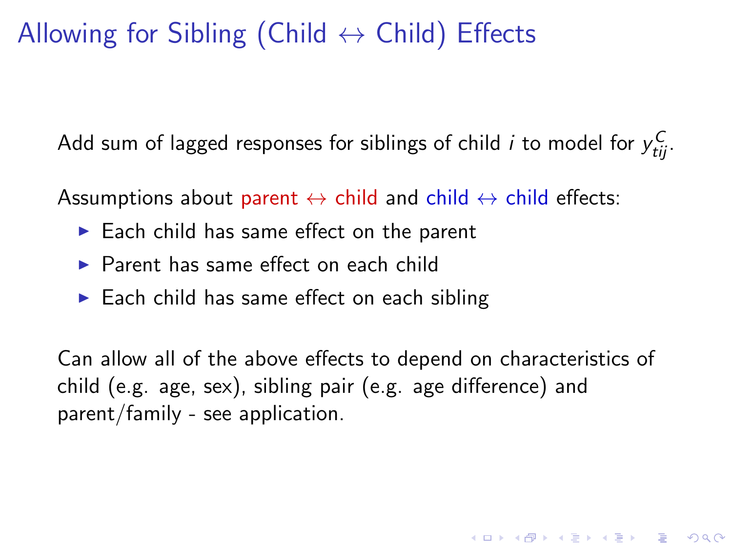# Allowing for Sibling (Child $\leftrightarrow$ Child) Effects

Add sum of lagged responses for siblings of child $i$ to model for $y^C_{tij}$.

Assumptions about parent $\leftrightarrow$ child and child $\leftrightarrow$ child effects:

- Each child has same effect on the parent
- Parent has same effect on each child
- Each child has same effect on each sibling

Can allow all of the above effects to depend on characteristics of child (e.g. age, sex), sibling pair (e.g. age difference) and parent/family - see application.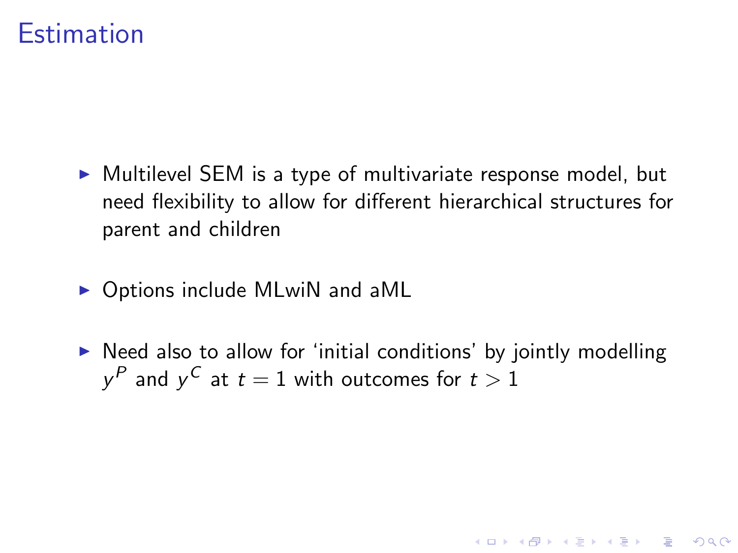# Estimation

- Multilevel SEM is a type of multivariate response model, but need flexibility to allow for different hierarchical structures for parent and children

- Options include MLwiN and aML

- Need also to allow for 'initial conditions' by jointly modelling $y^P$ and $y^C$ at $t = 1$ with outcomes for $t > 1$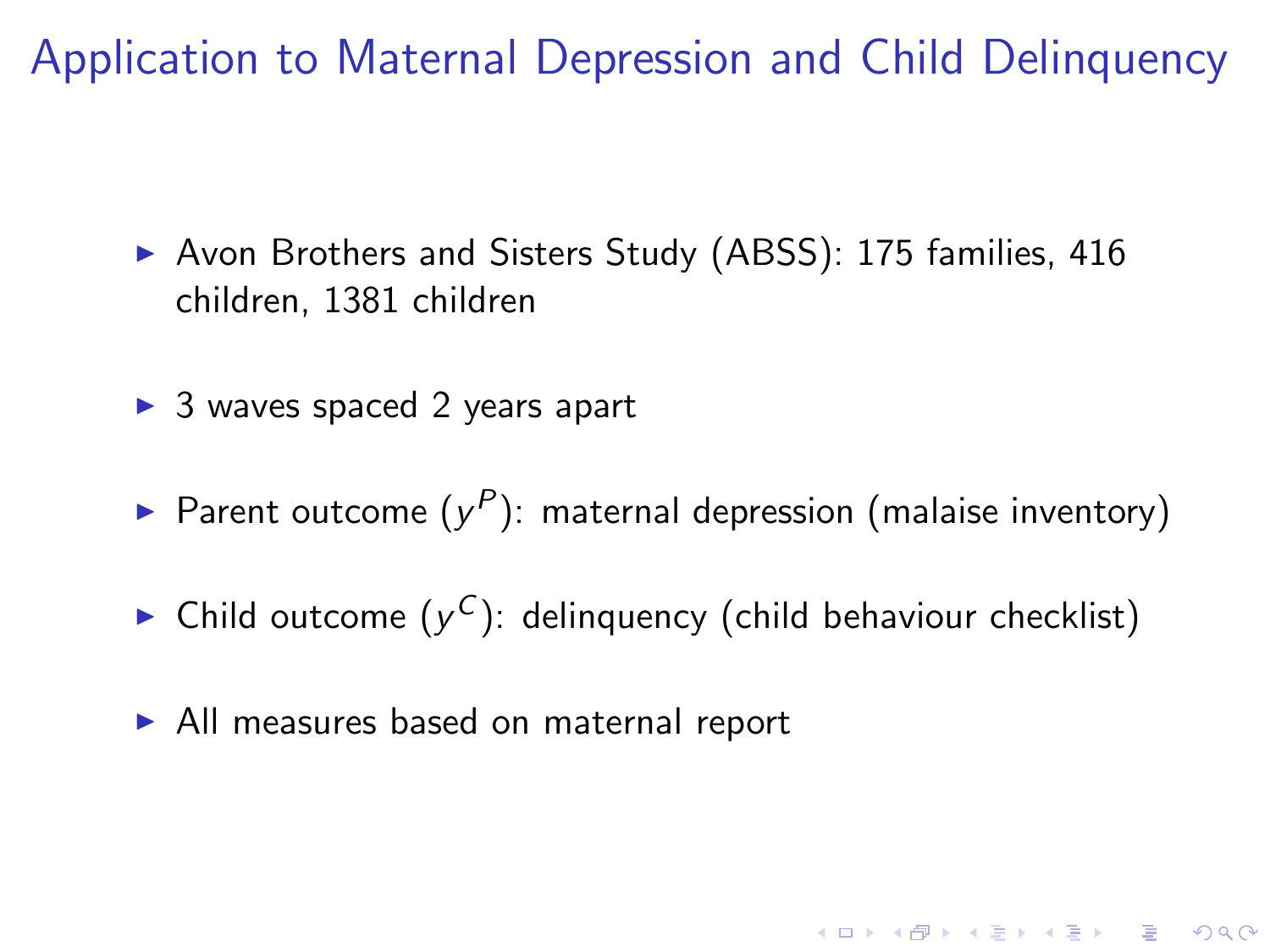# Application to Maternal Depression and Child Delinquency

- Avon Brothers and Sisters Study (ABSS): 175 families, 416 children, 1381 children
- 3 waves spaced 2 years apart
- Parent outcome ($y^P$): maternal depression (malaise inventory)
- Child outcome ($y^C$): delinquency (child behaviour checklist)
- All measures based on maternal report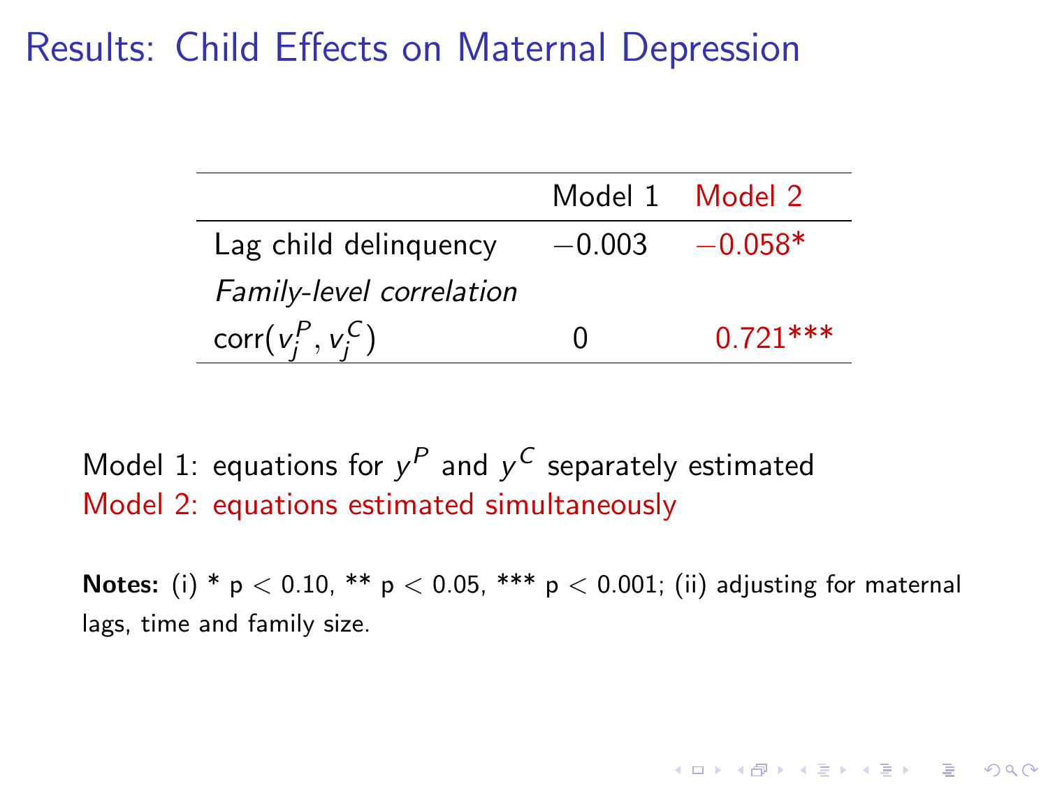# Results: Child Effects on Maternal Depression

| | Model 1 | Model 2 |
|---|---|---|
| Lag child delinquency | $-0.003$ | $-0.058$* |
| *Family-level correlation* | | |
| $\text{corr}(v_j^P, v_j^C)$ | 0 | 0.721*** |

Model 1: equations for $y^P$ and $y^C$ separately estimated
Model 2: equations estimated simultaneously

**Notes:** (i) * $p < 0.10$, ** $p < 0.05$, *** $p < 0.001$; (ii) adjusting for maternal lags, time and family size.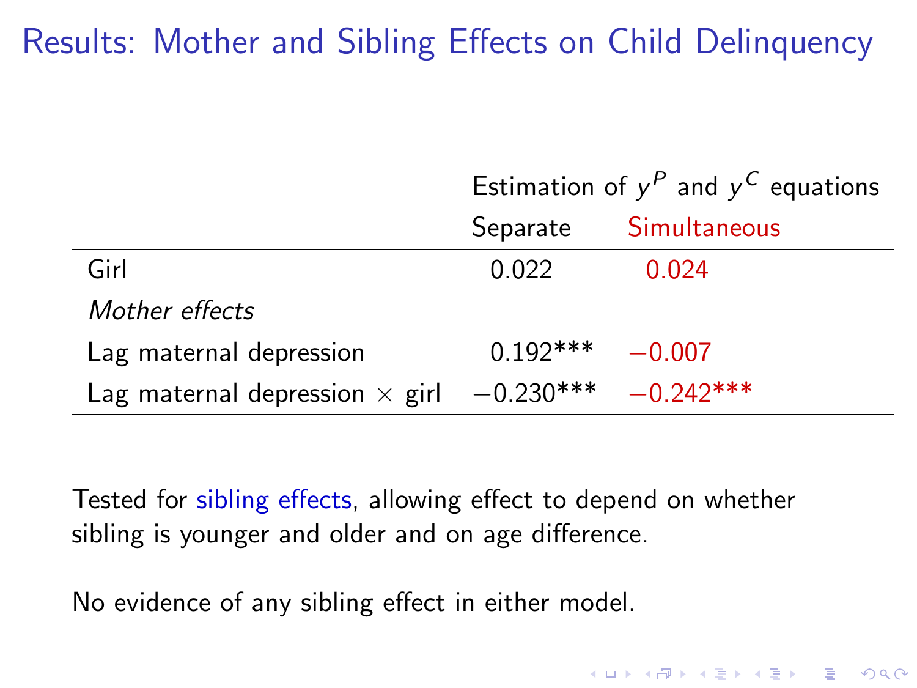# Results: Mother and Sibling Effects on Child Delinquency

| | Estimation of $y^P$ and $y^C$ equations | |
|---|---|---|
| | Separate | Simultaneous |
| Girl | 0.022 | 0.024 |
| *Mother effects* | | |
| Lag maternal depression | 0.192*** | −0.007 |
| Lag maternal depression × girl | −0.230*** | −0.242*** |

Tested for sibling effects, allowing effect to depend on whether sibling is younger and older and on age difference.

No evidence of any sibling effect in either model.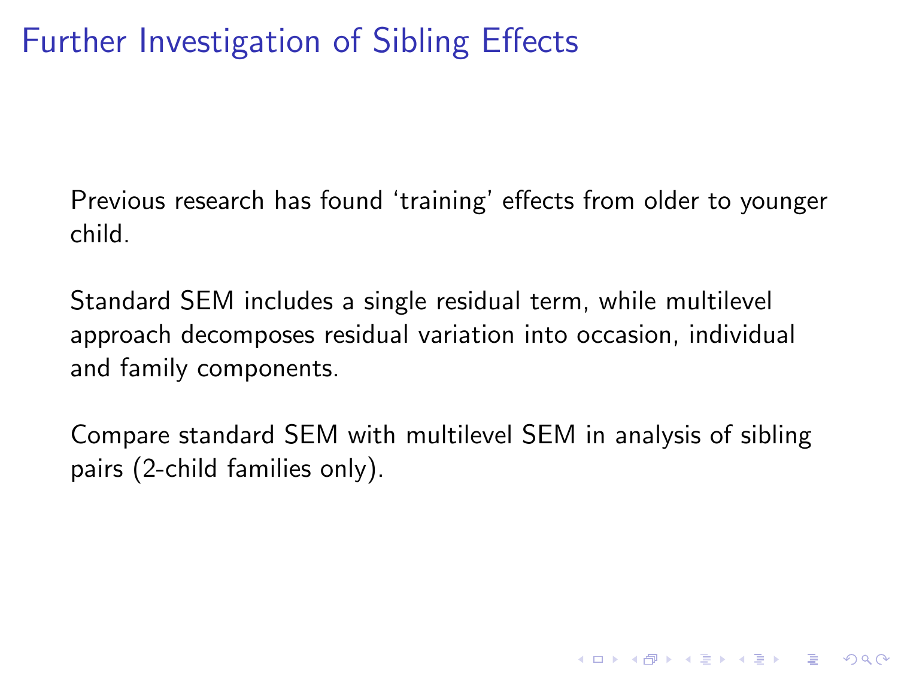# Further Investigation of Sibling Effects

Previous research has found ‘training’ effects from older to younger child.

Standard SEM includes a single residual term, while multilevel approach decomposes residual variation into occasion, individual and family components.

Compare standard SEM with multilevel SEM in analysis of sibling pairs (2-child families only).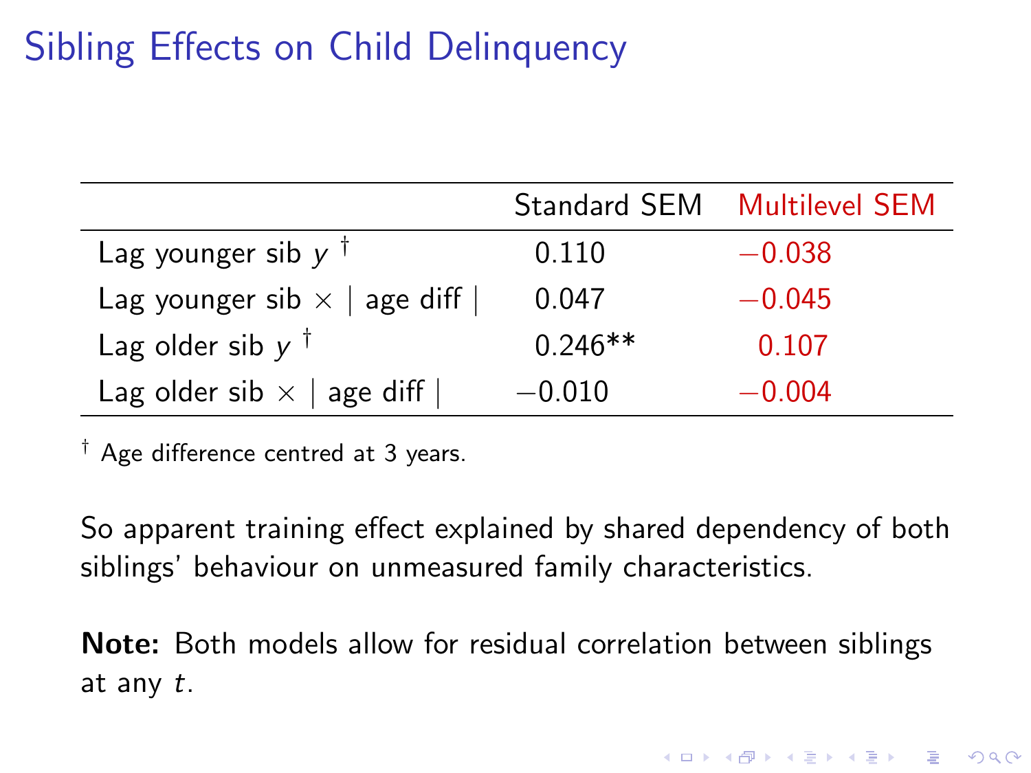# Sibling Effects on Child Delinquency

| | Standard SEM | Multilevel SEM |
|---|---|---|
| Lag younger sib $y$ [†] | 0.110 | $-0.038$ |
| Lag younger sib $\times$ $\mid$ age diff $\mid$ | 0.047 | $-0.045$ |
| Lag older sib $y$ [†] | 0.246** | 0.107 |
| Lag older sib $\times$ $\mid$ age diff $\mid$ | $-0.010$ | $-0.004$ |

[†] Age difference centred at 3 years.

So apparent training effect explained by shared dependency of both siblings' behaviour on unmeasured family characteristics.

**Note:** Both models allow for residual correlation between siblings at any $t$.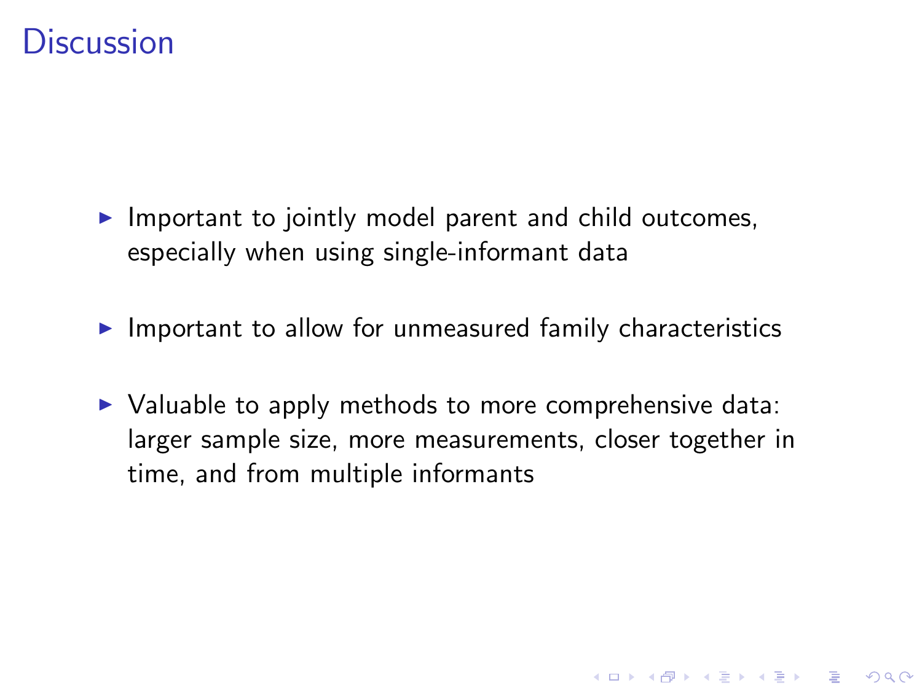# Discussion

- Important to jointly model parent and child outcomes, especially when using single-informant data
- Important to allow for unmeasured family characteristics
- Valuable to apply methods to more comprehensive data: larger sample size, more measurements, closer together in time, and from multiple informants